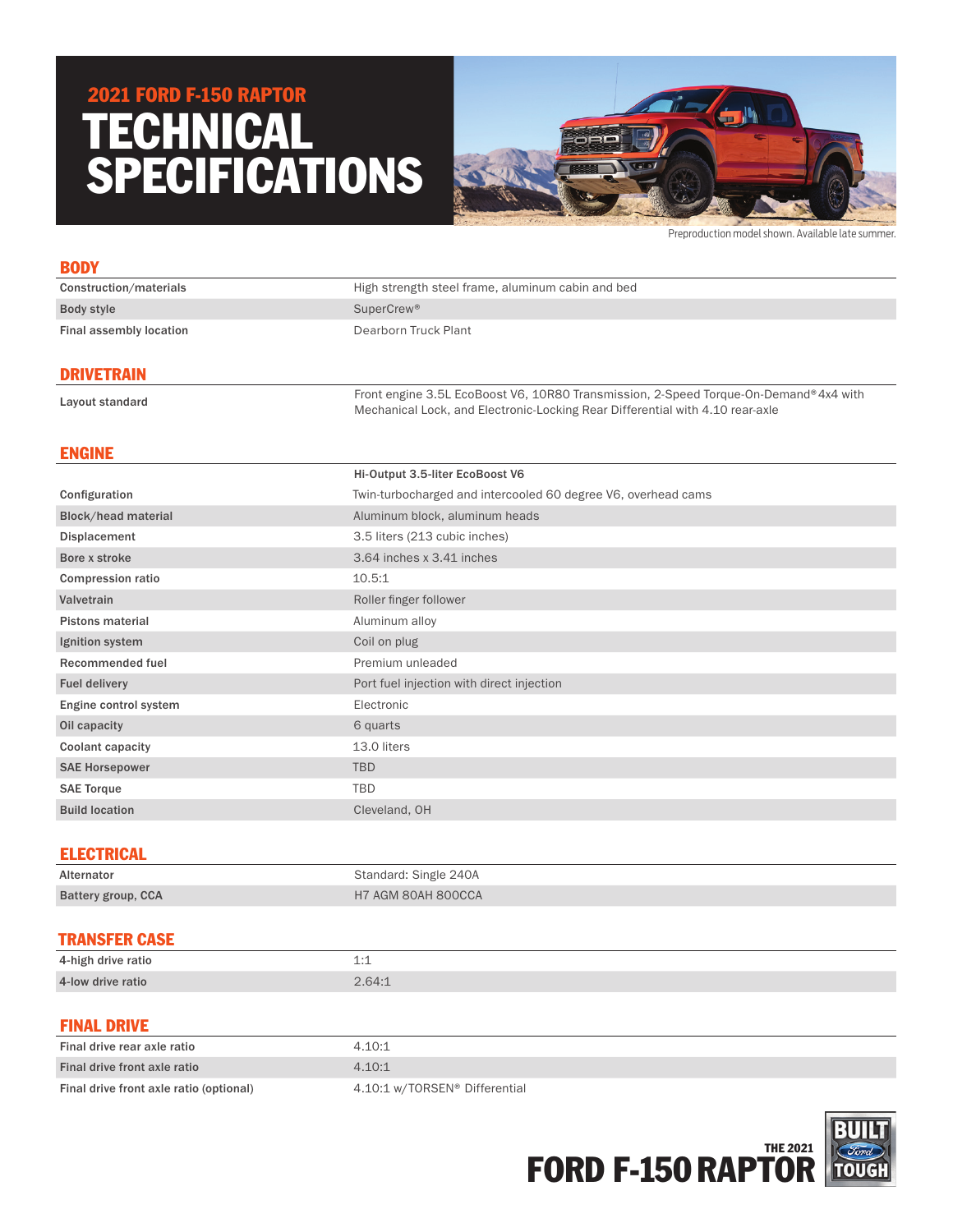# 2021 FORD F-150 RAPTOR TECHNICAL SPECIFICATIONS

Preproduction model shown. Available late summer.

## BODY

| | |
|---|---|
| Construction/materials | High strength steel frame, aluminum cabin and bed |
| Body style | SuperCrew® |
| Final assembly location | Dearborn Truck Plant |

## DRIVETRAIN

| | |
|---|---|
| Layout standard | Front engine 3.5L EcoBoost V6, 10R80 Transmission, 2-Speed Torque-On-Demand® 4x4 with Mechanical Lock, and Electronic-Locking Rear Differential with 4.10 rear-axle |

## ENGINE

| | Hi-Output 3.5-liter EcoBoost V6 |
|---|---|
| Configuration | Twin-turbocharged and intercooled 60 degree V6, overhead cams |
| Block/head material | Aluminum block, aluminum heads |
| Displacement | 3.5 liters (213 cubic inches) |
| Bore x stroke | 3.64 inches x 3.41 inches |
| Compression ratio | 10.5:1 |
| Valvetrain | Roller finger follower |
| Pistons material | Aluminum alloy |
| Ignition system | Coil on plug |
| Recommended fuel | Premium unleaded |
| Fuel delivery | Port fuel injection with direct injection |
| Engine control system | Electronic |
| Oil capacity | 6 quarts |
| Coolant capacity | 13.0 liters |
| SAE Horsepower | TBD |
| SAE Torque | TBD |
| Build location | Cleveland, OH |

## ELECTRICAL

| | |
|---|---|
| Alternator | Standard: Single 240A |
| Battery group, CCA | H7 AGM 80AH 800CCA |

## TRANSFER CASE

| | |
|---|---|
| 4-high drive ratio | 1:1 |
| 4-low drive ratio | 2.64:1 |

## FINAL DRIVE

| | |
|---|---|
| Final drive rear axle ratio | 4.10:1 |
| Final drive front axle ratio | 4.10:1 |
| Final drive front axle ratio (optional) | 4.10:1 w/TORSEN® Differential |

THE 2021 FORD F-150 RAPTOR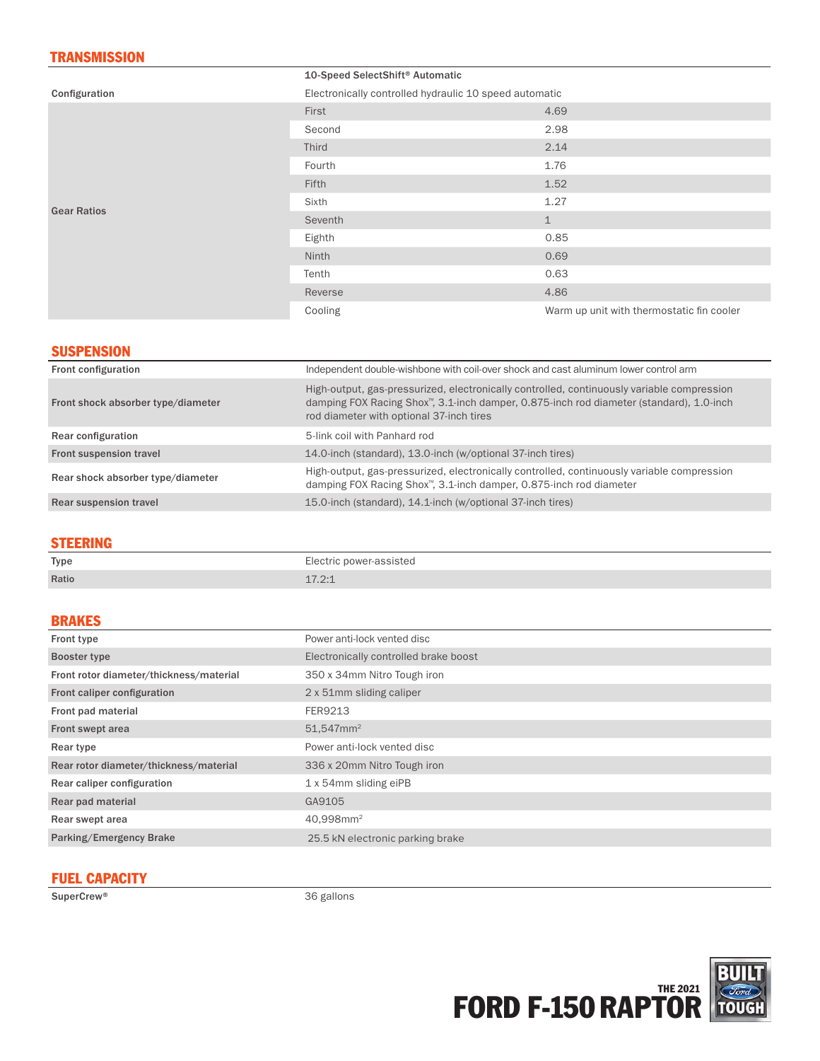## TRANSMISSION

| | 10-Speed SelectShift® Automatic | |
|---|---|---|
| Configuration | Electronically controlled hydraulic 10 speed automatic | |
| Gear Ratios | First | 4.69 |
| | Second | 2.98 |
| | Third | 2.14 |
| | Fourth | 1.76 |
| | Fifth | 1.52 |
| | Sixth | 1.27 |
| | Seventh | 1 |
| | Eighth | 0.85 |
| | Ninth | 0.69 |
| | Tenth | 0.63 |
| | Reverse | 4.86 |
| | Cooling | Warm up unit with thermostatic fin cooler |

## SUSPENSION

| | |
|---|---|
| Front configuration | Independent double-wishbone with coil-over shock and cast aluminum lower control arm |
| Front shock absorber type/diameter | High-output, gas-pressurized, electronically controlled, continuously variable compression damping FOX Racing Shox™, 3.1-inch damper, 0.875-inch rod diameter (standard), 1.0-inch rod diameter with optional 37-inch tires |
| Rear configuration | 5-link coil with Panhard rod |
| Front suspension travel | 14.0-inch (standard), 13.0-inch (w/optional 37-inch tires) |
| Rear shock absorber type/diameter | High-output, gas-pressurized, electronically controlled, continuously variable compression damping FOX Racing Shox™, 3.1-inch damper, 0.875-inch rod diameter |
| Rear suspension travel | 15.0-inch (standard), 14.1-inch (w/optional 37-inch tires) |

## STEERING

| | |
|---|---|
| Type | Electric power-assisted |
| Ratio | 17.2:1 |

## BRAKES

| | |
|---|---|
| Front type | Power anti-lock vented disc |
| Booster type | Electronically controlled brake boost |
| Front rotor diameter/thickness/material | 350 x 34mm Nitro Tough iron |
| Front caliper configuration | 2 x 51mm sliding caliper |
| Front pad material | FER9213 |
| Front swept area | 51,547mm$^2$ |
| Rear type | Power anti-lock vented disc |
| Rear rotor diameter/thickness/material | 336 x 20mm Nitro Tough iron |
| Rear caliper configuration | 1 x 54mm sliding eiPB |
| Rear pad material | GA9105 |
| Rear swept area | 40,998mm$^2$ |
| Parking/Emergency Brake | 25.5 kN electronic parking brake |

## FUEL CAPACITY

| | |
|---|---|
| SuperCrew® | 36 gallons |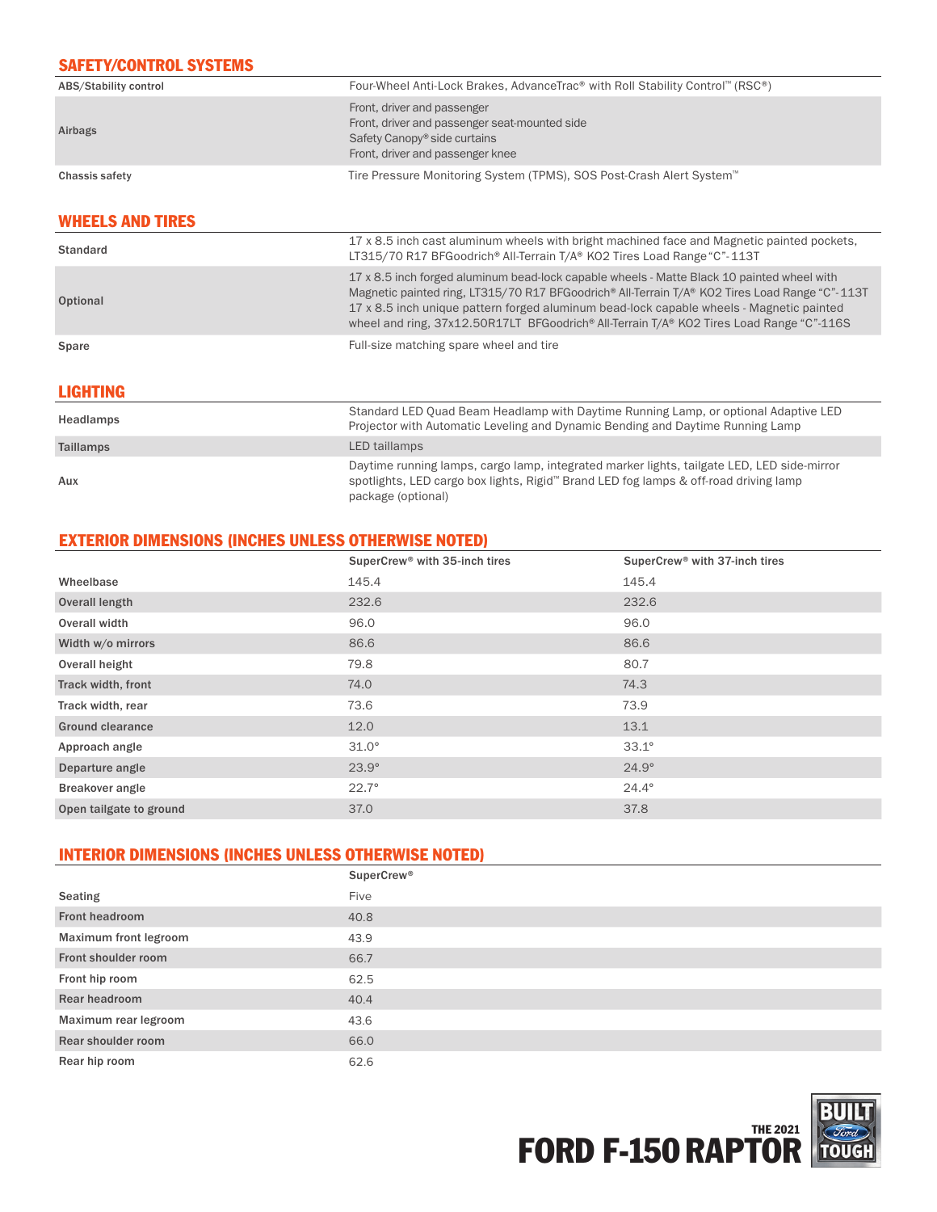## SAFETY/CONTROL SYSTEMS

| | |
|---|---|
| ABS/Stability control | Four-Wheel Anti-Lock Brakes, AdvanceTrac® with Roll Stability Control™ (RSC®) |
| Airbags | Front, driver and passenger<br>Front, driver and passenger seat-mounted side<br>Safety Canopy® side curtains<br>Front, driver and passenger knee |
| Chassis safety | Tire Pressure Monitoring System (TPMS), SOS Post-Crash Alert System™ |

## WHEELS AND TIRES

| | |
|---|---|
| Standard | 17 x 8.5 inch cast aluminum wheels with bright machined face and Magnetic painted pockets, LT315/70 R17 BFGoodrich® All-Terrain T/A® KO2 Tires Load Range "C"-113T |
| Optional | 17 x 8.5 inch forged aluminum bead-lock capable wheels - Matte Black 10 painted wheel with Magnetic painted ring, LT315/70 R17 BFGoodrich® All-Terrain T/A® KO2 Tires Load Range "C"-113T<br>17 x 8.5 inch unique pattern forged aluminum bead-lock capable wheels - Magnetic painted wheel and ring, 37x12.50R17LT BFGoodrich® All-Terrain T/A® KO2 Tires Load Range "C"-116S |
| Spare | Full-size matching spare wheel and tire |

## LIGHTING

| | |
|---|---|
| Headlamps | Standard LED Quad Beam Headlamp with Daytime Running Lamp, or optional Adaptive LED Projector with Automatic Leveling and Dynamic Bending and Daytime Running Lamp |
| Taillamps | LED taillamps |
| Aux | Daytime running lamps, cargo lamp, integrated marker lights, tailgate LED, LED side-mirror spotlights, LED cargo box lights, Rigid™ Brand LED fog lamps & off-road driving lamp package (optional) |

## EXTERIOR DIMENSIONS (INCHES UNLESS OTHERWISE NOTED)

| | SuperCrew® with 35-inch tires | SuperCrew® with 37-inch tires |
|---|---|---|
| Wheelbase | 145.4 | 145.4 |
| Overall length | 232.6 | 232.6 |
| Overall width | 96.0 | 96.0 |
| Width w/o mirrors | 86.6 | 86.6 |
| Overall height | 79.8 | 80.7 |
| Track width, front | 74.0 | 74.3 |
| Track width, rear | 73.6 | 73.9 |
| Ground clearance | 12.0 | 13.1 |
| Approach angle | 31.0° | 33.1° |
| Departure angle | 23.9° | 24.9° |
| Breakover angle | 22.7° | 24.4° |
| Open tailgate to ground | 37.0 | 37.8 |

## INTERIOR DIMENSIONS (INCHES UNLESS OTHERWISE NOTED)

| | SuperCrew® |
|---|---|
| Seating | Five |
| Front headroom | 40.8 |
| Maximum front legroom | 43.9 |
| Front shoulder room | 66.7 |
| Front hip room | 62.5 |
| Rear headroom | 40.4 |
| Maximum rear legroom | 43.6 |
| Rear shoulder room | 66.0 |
| Rear hip room | 62.6 |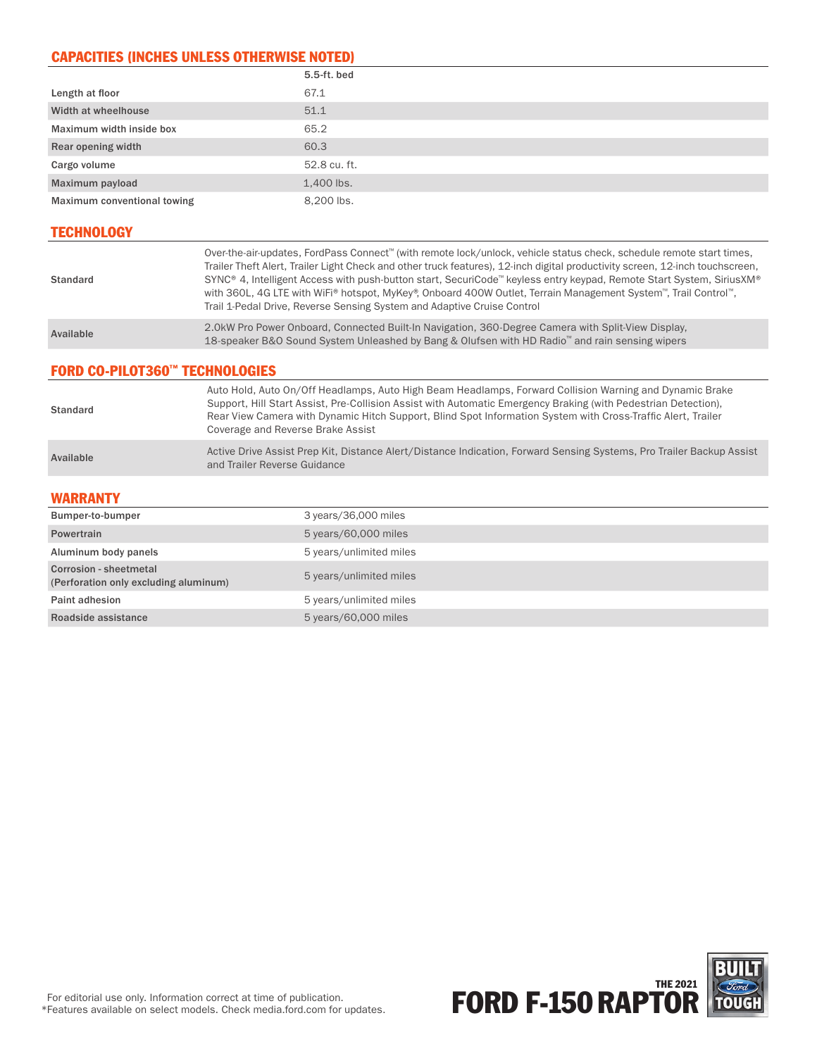## CAPACITIES (INCHES UNLESS OTHERWISE NOTED)

| | 5.5-ft. bed |
|---|---|
| Length at floor | 67.1 |
| Width at wheelhouse | 51.1 |
| Maximum width inside box | 65.2 |
| Rear opening width | 60.3 |
| Cargo volume | 52.8 cu. ft. |
| Maximum payload | 1,400 lbs. |
| Maximum conventional towing | 8,200 lbs. |

## TECHNOLOGY

| | |
|---|---|
| Standard | Over-the-air-updates, FordPass Connect™ (with remote lock/unlock, vehicle status check, schedule remote start times, Trailer Theft Alert, Trailer Light Check and other truck features), 12-inch digital productivity screen, 12-inch touchscreen, SYNC® 4, Intelligent Access with push-button start, SecuriCode™ keyless entry keypad, Remote Start System, SiriusXM® with 360L, 4G LTE with WiFi® hotspot, MyKey®, Onboard 400W Outlet, Terrain Management System™, Trail Control™, Trail 1-Pedal Drive, Reverse Sensing System and Adaptive Cruise Control |
| Available | 2.0kW Pro Power Onboard, Connected Built-In Navigation, 360-Degree Camera with Split-View Display, 18-speaker B&O Sound System Unleashed by Bang & Olufsen with HD Radio™ and rain sensing wipers |

## FORD CO-PILOT360™ TECHNOLOGIES

| | |
|---|---|
| Standard | Auto Hold, Auto On/Off Headlamps, Auto High Beam Headlamps, Forward Collision Warning and Dynamic Brake Support, Hill Start Assist, Pre-Collision Assist with Automatic Emergency Braking (with Pedestrian Detection), Rear View Camera with Dynamic Hitch Support, Blind Spot Information System with Cross-Traffic Alert, Trailer Coverage and Reverse Brake Assist |
| Available | Active Drive Assist Prep Kit, Distance Alert/Distance Indication, Forward Sensing Systems, Pro Trailer Backup Assist and Trailer Reverse Guidance |

## WARRANTY

| | |
|---|---|
| Bumper-to-bumper | 3 years/36,000 miles |
| Powertrain | 5 years/60,000 miles |
| Aluminum body panels | 5 years/unlimited miles |
| Corrosion - sheetmetal (Perforation only excluding aluminum) | 5 years/unlimited miles |
| Paint adhesion | 5 years/unlimited miles |
| Roadside assistance | 5 years/60,000 miles |

For editorial use only. Information correct at time of publication.
*Features available on select models. Check media.ford.com for updates.